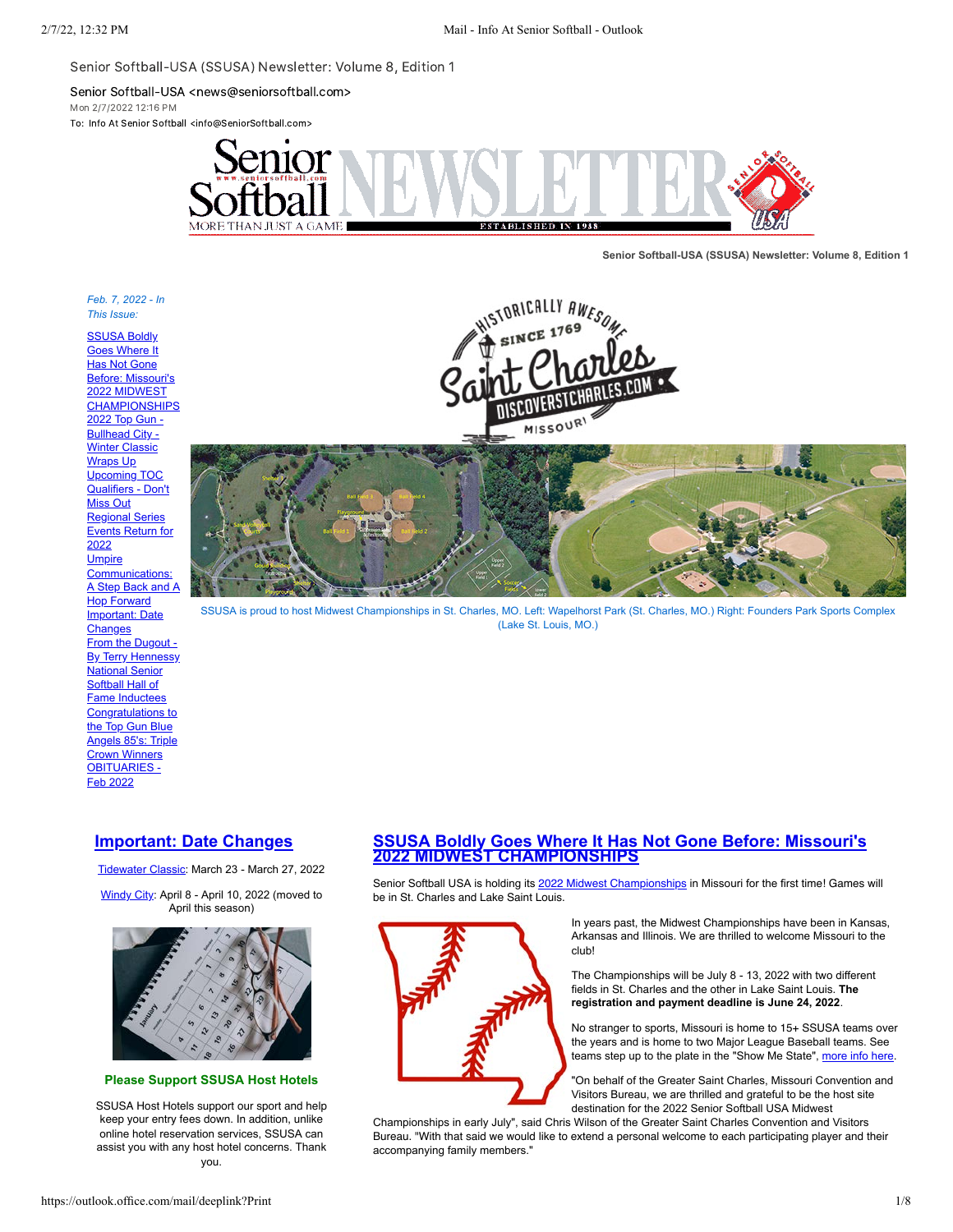Senior Softball-USA (SSUSA) Newsletter: Volume 8, Edition 1

Senior Softball-USA <news@seniorsoftball.com>
Mon 2/7/2022 12:16 PM
To: Info At Senior Softball <info@SeniorSoftball.com>

**Senior Softball-USA (SSUSA) Newsletter: Volume 8, Edition 1**

*Feb. 7, 2022 - In This Issue:*

- SSUSA Boldly Goes Where It Has Not Gone Before: Missouri's 2022 MIDWEST CHAMPIONSHIPS
- 2022 Top Gun - Bullhead City - Winter Classic Wraps Up
- Upcoming TOC Qualifiers - Don't Miss Out
- Regional Series Events Return for 2022
- Umpire Communications: A Step Back and A Hop Forward
- Important: Date Changes
- From the Dugout - By Terry Hennessy
- National Senior Softball Hall of Fame Inductees
- Congratulations to the Top Gun Blue Angels 85's: Triple Crown Winners
- OBITUARIES - Feb 2022

SSUSA is proud to host Midwest Championships in St. Charles, MO. Left: Wapelhorst Park (St. Charles, MO.) Right: Founders Park Sports Complex (Lake St. Louis, MO.)

## Important: Date Changes

Tidewater Classic: March 23 - March 27, 2022

Windy City: April 8 - April 10, 2022 (moved to April this season)

**Please Support SSUSA Host Hotels**

SSUSA Host Hotels support our sport and help keep your entry fees down. In addition, unlike online hotel reservation services, SSUSA can assist you with any host hotel concerns. Thank you.

## SSUSA Boldly Goes Where It Has Not Gone Before: Missouri's 2022 MIDWEST CHAMPIONSHIPS

Senior Softball USA is holding its 2022 Midwest Championships in Missouri for the first time! Games will be in St. Charles and Lake Saint Louis.

In years past, the Midwest Championships have been in Kansas, Arkansas and Illinois. We are thrilled to welcome Missouri to the club!

The Championships will be July 8 - 13, 2022 with two different fields in St. Charles and the other in Lake Saint Louis. **The registration and payment deadline is June 24, 2022**.

No stranger to sports, Missouri is home to 15+ SSUSA teams over the years and is home to two Major League Baseball teams. See teams step up to the plate in the "Show Me State", more info here.

"On behalf of the Greater Saint Charles, Missouri Convention and Visitors Bureau, we are thrilled and grateful to be the host site destination for the 2022 Senior Softball USA Midwest Championships in early July", said Chris Wilson of the Greater Saint Charles Convention and Visitors Bureau. "With that said we would like to extend a personal welcome to each participating player and their accompanying family members."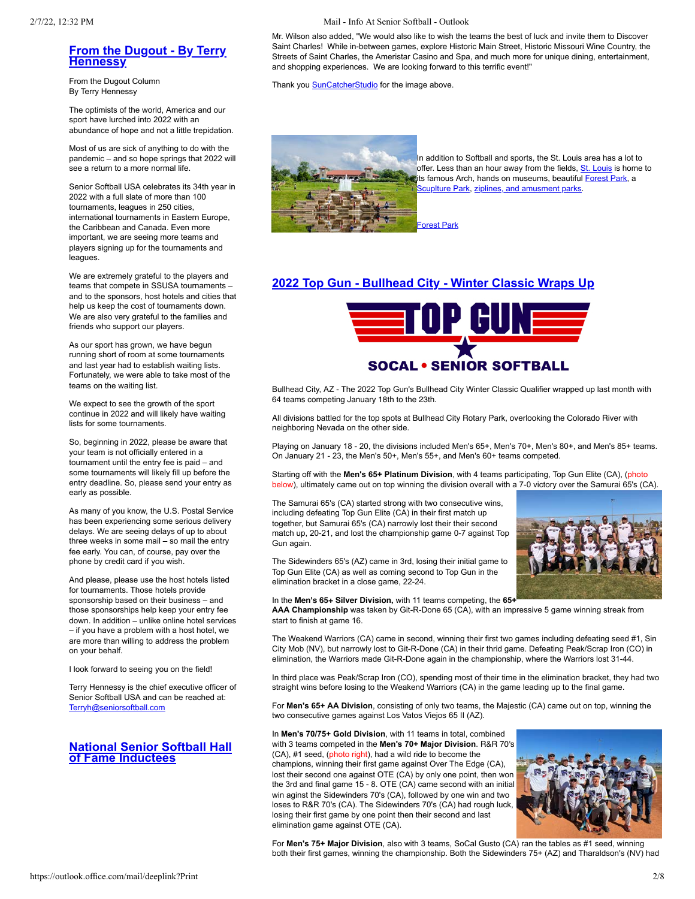## From the Dugout - By Terry Hennessy

From the Dugout Column
By Terry Hennessy

The optimists of the world, America and our sport have lurched into 2022 with an abundance of hope and not a little trepidation.

Most of us are sick of anything to do with the pandemic – and so hope springs that 2022 will see a return to a more normal life.

Senior Softball USA celebrates its 34th year in 2022 with a full slate of more than 100 tournaments, leagues in 250 cities, international tournaments in Eastern Europe, the Caribbean and Canada. Even more important, we are seeing more teams and players signing up for the tournaments and leagues.

We are extremely grateful to the players and teams that compete in SSUSA tournaments – and to the sponsors, host hotels and cities that help us keep the cost of tournaments down. We are also very grateful to the families and friends who support our players.

As our sport has grown, we have begun running short of room at some tournaments and last year had to establish waiting lists. Fortunately, we were able to take most of the teams on the waiting list.

We expect to see the growth of the sport continue in 2022 and will likely have waiting lists for some tournaments.

So, beginning in 2022, please be aware that your team is not officially entered in a tournament until the entry fee is paid – and some tournaments will likely fill up before the entry deadline. So, please send your entry as early as possible.

As many of you know, the U.S. Postal Service has been experiencing some serious delivery delays. We are seeing delays of up to about three weeks in some mail – so mail the entry fee early. You can, of course, pay over the phone by credit card if you wish.

And please, please use the host hotels listed for tournaments. Those hotels provide sponsorship based on their business – and those sponsorships help keep your entry fee down. In addition – unlike online hotel services – if you have a problem with a host hotel, we are more than willing to address the problem on your behalf.

I look forward to seeing you on the field!

Terry Hennessy is the chief executive officer of Senior Softball USA and can be reached at: Terryh@seniorsoftball.com

## National Senior Softball Hall of Fame Inductees

Mr. Wilson also added, "We would also like to wish the teams the best of luck and invite them to Discover Saint Charles! While in-between games, explore Historic Main Street, Historic Missouri Wine Country, the Streets of Saint Charles, the Ameristar Casino and Spa, and much more for unique dining, entertainment, and shopping experiences. We are looking forward to this terrific event!"

Thank you SunCatcherStudio for the image above.

In addition to Softball and sports, the St. Louis area has a lot to offer. Less than an hour away from the fields, St. Louis is home to its famous Arch, hands on museums, beautiful Forest Park, a Scuplture Park, ziplines, and amusment parks.

Forest Park

## 2022 Top Gun - Bullhead City - Winter Classic Wraps Up

TOP GUN
SOCAL • SENIOR SOFTBALL

Bullhead City, AZ - The 2022 Top Gun's Bullhead City Winter Classic Qualifier wrapped up last month with 64 teams competing January 18th to the 23th.

All divisions battled for the top spots at Bullhead City Rotary Park, overlooking the Colorado River with neighboring Nevada on the other side.

Playing on January 18 - 20, the divisions included Men's 65+, Men's 70+, Men's 80+, and Men's 85+ teams. On January 21 - 23, the Men's 50+, Men's 55+, and Men's 60+ teams competed.

Starting off with the **Men's 65+ Platinum Division**, with 4 teams participating, Top Gun Elite (CA), (photo below), ultimately came out on top winning the division overall with a 7-0 victory over the Samurai 65's (CA).

The Samurai 65's (CA) started strong with two consecutive wins, including defeating Top Gun Elite (CA) in their first match up together, but Samurai 65's (CA) narrowly lost their their second match up, 20-21, and lost the championship game 0-7 against Top Gun again.

The Sidewinders 65's (AZ) came in 3rd, losing their initial game to Top Gun Elite (CA) as well as coming second to Top Gun in the elimination bracket in a close game, 22-24.

In the **Men's 65+ Silver Division,** with 11 teams competing, the **65+ AAA Championship** was taken by Git-R-Done 65 (CA), with an impressive 5 game winning streak from start to finish at game 16.

The Weakend Warriors (CA) came in second, winning their first two games including defeating seed #1, Sin City Mob (NV), but narrowly lost to Git-R-Done (CA) in their thrid game. Defeating Peak/Scrap Iron (CO) in elimination, the Warriors made Git-R-Done again in the championship, where the Warriors lost 31-44.

In third place was Peak/Scrap Iron (CO), spending most of their time in the elimination bracket, they had two straight wins before losing to the Weakend Warriors (CA) in the game leading up to the final game.

For **Men's 65+ AA Division**, consisting of only two teams, the Majestic (CA) came out on top, winning the two consecutive games against Los Vatos Viejos 65 II (AZ).

In **Men's 70/75+ Gold Division**, with 11 teams in total, combined with 3 teams competed in the **Men's 70+ Major Division**. R&R 70's (CA), #1 seed, (photo right), had a wild ride to become the champions, winning their first game against Over The Edge (CA), lost their second one against OTE (CA) by only one point, then won the 3rd and final game 15 - 8. OTE (CA) came second with an initial win aginst the Sidewinders 70's (CA), followed by one win and two loses to R&R 70's (CA). The Sidewinders 70's (CA) had rough luck, losing their first game by one point then their second and last elimination game against OTE (CA).

For **Men's 75+ Major Division**, also with 3 teams, SoCal Gusto (CA) ran the tables as #1 seed, winning both their first games, winning the championship. Both the Sidewinders 75+ (AZ) and Tharaldson's (NV) had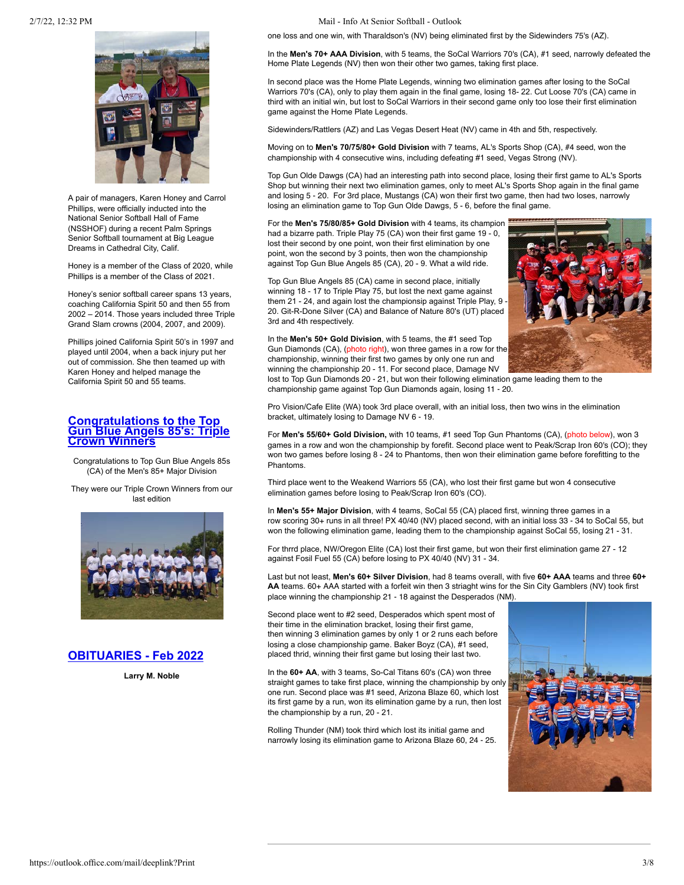A pair of managers, Karen Honey and Carrol Phillips, were officially inducted into the National Senior Softball Hall of Fame (NSSHOF) during a recent Palm Springs Senior Softball tournament at Big League Dreams in Cathedral City, Calif.

Honey is a member of the Class of 2020, while Phillips is a member of the Class of 2021.

Honey's senior softball career spans 13 years, coaching California Spirit 50 and then 55 from 2002 – 2014. Those years included three Triple Grand Slam crowns (2004, 2007, and 2009).

Phillips joined California Spirit 50's in 1997 and played until 2004, when a back injury put her out of commission. She then teamed up with Karen Honey and helped manage the California Spirit 50 and 55 teams.

## Congratulations to the Top Gun Blue Angels 85's: Triple Crown Winners

Congratulations to Top Gun Blue Angels 85s (CA) of the Men's 85+ Major Division

They were our Triple Crown Winners from our last edition

## OBITUARIES - Feb 2022

**Larry M. Noble**

one loss and one win, with Tharaldson's (NV) being eliminated first by the Sidewinders 75's (AZ).

In the **Men's 70+ AAA Division**, with 5 teams, the SoCal Warriors 70's (CA), #1 seed, narrowly defeated the Home Plate Legends (NV) then won their other two games, taking first place.

In second place was the Home Plate Legends, winning two elimination games after losing to the SoCal Warriors 70's (CA), only to play them again in the final game, losing 18- 22. Cut Loose 70's (CA) came in third with an initial win, but lost to SoCal Warriors in their second game only too lose their first elimination game against the Home Plate Legends.

Sidewinders/Rattlers (AZ) and Las Vegas Desert Heat (NV) came in 4th and 5th, respectively.

Moving on to **Men's 70/75/80+ Gold Division** with 7 teams, AL's Sports Shop (CA), #4 seed, won the championship with 4 consecutive wins, including defeating #1 seed, Vegas Strong (NV).

Top Gun Olde Dawgs (CA) had an interesting path into second place, losing their first game to AL's Sports Shop but winning their next two elimination games, only to meet AL's Sports Shop again in the final game and losing 5 - 20. For 3rd place, Mustangs (CA) won their first two game, then had two loses, narrowly losing an elimination game to Top Gun Olde Dawgs, 5 - 6, before the final game.

For the **Men's 75/80/85+ Gold Division** with 4 teams, its champion had a bizarre path. Triple Play 75 (CA) won their first game 19 - 0, lost their second by one point, won their first elimination by one point, won the second by 3 points, then won the championship against Top Gun Blue Angels 85 (CA), 20 - 9. What a wild ride.

Top Gun Blue Angels 85 (CA) came in second place, initially winning 18 - 17 to Triple Play 75, but lost the next game against them 21 - 24, and again lost the championship against Triple Play, 9 - 20. Git-R-Done Silver (CA) and Balance of Nature 80's (UT) placed 3rd and 4th respectively.

In the **Men's 50+ Gold Division**, with 5 teams, the #1 seed Top Gun Diamonds (CA), (photo right), won three games in a row for the championship, winning their first two games by only one run and winning the championship 20 - 11. For second place, Damage NV lost to Top Gun Diamonds 20 - 21, but won their following elimination game leading them to the championship game against Top Gun Diamonds again, losing 11 - 20.

Pro Vision/Cafe Elite (WA) took 3rd place overall, with an initial loss, then two wins in the elimination bracket, ultimately losing to Damage NV 6 - 19.

For **Men's 55/60+ Gold Division,** with 10 teams, #1 seed Top Gun Phantoms (CA), (photo below), won 3 games in a row and won the championship by forefit. Second place went to Peak/Scrap Iron 60's (CO); they won two games before losing 8 - 24 to Phantoms, then won their elimination game before forefitting to the Phantoms.

Third place went to the Weakend Warriors 55 (CA), who lost their first game but won 4 consecutive elimination games before losing to Peak/Scrap Iron 60's (CO).

In **Men's 55+ Major Division**, with 4 teams, SoCal 55 (CA) placed first, winning three games in a row scoring 30+ runs in all three! PX 40/40 (NV) placed second, with an initial loss 33 - 34 to SoCal 55, but won the following elimination game, leading them to the championship against SoCal 55, losing 21 - 31.

For thrrd place, NW/Oregon Elite (CA) lost their first game, but won their first elimination game 27 - 12 against Fosil Fuel 55 (CA) before losing to PX 40/40 (NV) 31 - 34.

Last but not least, **Men's 60+ Silver Division**, had 8 teams overall, with five **60+ AAA** teams and three **60+ AA** teams. 60+ AAA started with a forfeit win then 3 striaght wins for the Sin City Gamblers (NV) took first place winning the championship 21 - 18 against the Desperados (NM).

Second place went to #2 seed, Desperados which spent most of their time in the elimination bracket, losing their first game, then winning 3 elimination games by only 1 or 2 runs each before losing a close championship game. Baker Boyz (CA), #1 seed, placed thrid, winning their first game but losing their last two.

In the **60+ AA**, with 3 teams, So-Cal Titans 60's (CA) won three straight games to take first place, winning the championship by only one run. Second place was #1 seed, Arizona Blaze 60, which lost its first game by a run, won its elimination game by a run, then lost the championship by a run, 20 - 21.

Rolling Thunder (NM) took third which lost its initial game and narrowly losing its elimination game to Arizona Blaze 60, 24 - 25.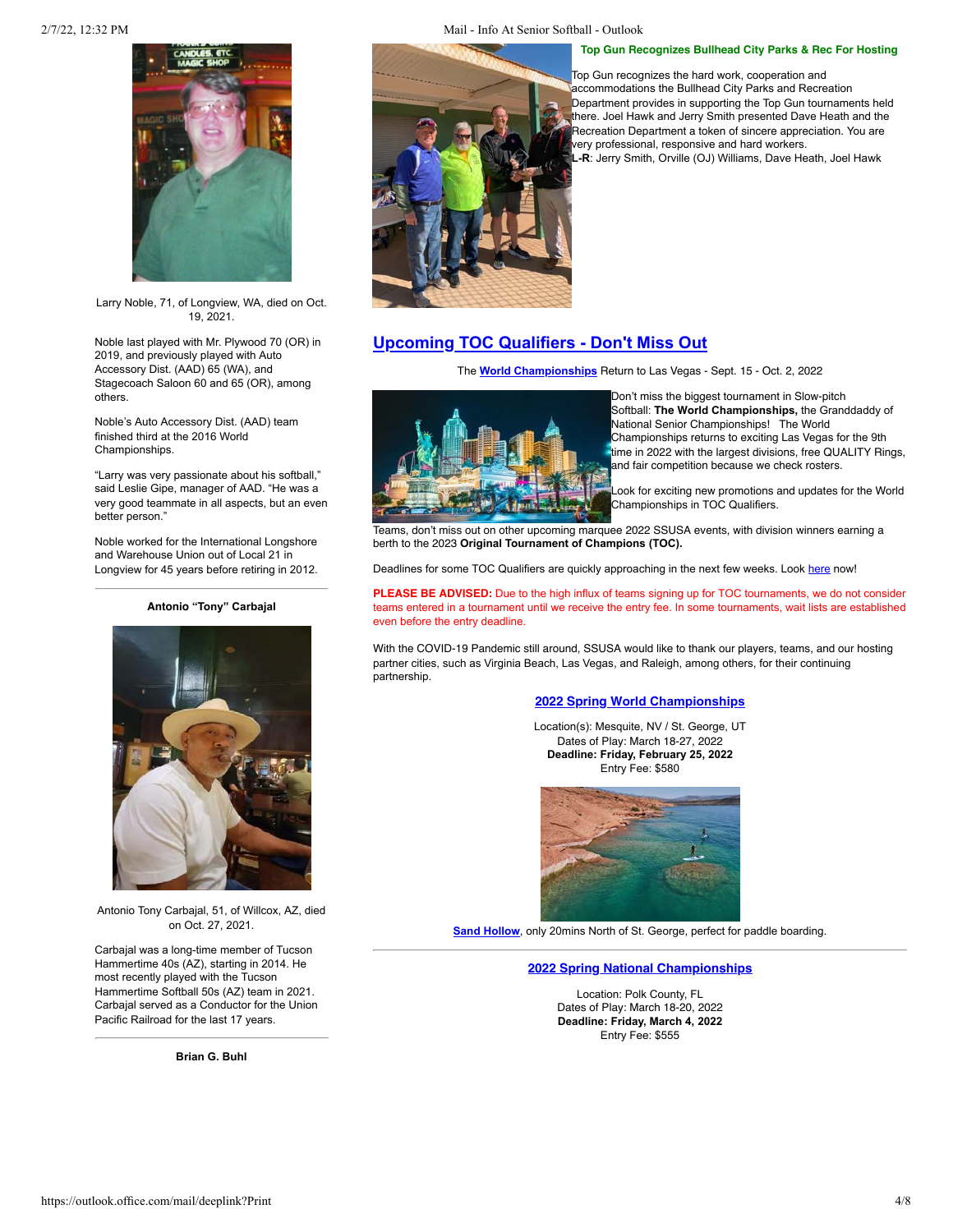Larry Noble, 71, of Longview, WA, died on Oct. 19, 2021.

Noble last played with Mr. Plywood 70 (OR) in 2019, and previously played with Auto Accessory Dist. (AAD) 65 (WA), and Stagecoach Saloon 60 and 65 (OR), among others.

Noble's Auto Accessory Dist. (AAD) team finished third at the 2016 World Championships.

"Larry was very passionate about his softball," said Leslie Gipe, manager of AAD. "He was a very good teammate in all aspects, but an even better person."

Noble worked for the International Longshore and Warehouse Union out of Local 21 in Longview for 45 years before retiring in 2012.

---

**Antonio "Tony" Carbajal**

Antonio Tony Carbajal, 51, of Willcox, AZ, died on Oct. 27, 2021.

Carbajal was a long-time member of Tucson Hammertime 40s (AZ), starting in 2014. He most recently played with the Tucson Hammertime Softball 50s (AZ) team in 2021. Carbajal served as a Conductor for the Union Pacific Railroad for the last 17 years.

---

**Brian G. Buhl**

**Top Gun Recognizes Bullhead City Parks & Rec For Hosting**

Top Gun recognizes the hard work, cooperation and accommodations the Bullhead City Parks and Recreation Department provides in supporting the Top Gun tournaments held there. Joel Hawk and Jerry Smith presented Dave Heath and the Recreation Department a token of sincere appreciation. You are very professional, responsive and hard workers.
**L-R**: Jerry Smith, Orville (OJ) Williams, Dave Heath, Joel Hawk

## Upcoming TOC Qualifiers - Don't Miss Out

The **World Championships** Return to Las Vegas - Sept. 15 - Oct. 2, 2022

Don't miss the biggest tournament in Slow-pitch Softball: **The World Championships,** the Granddaddy of National Senior Championships! The World Championships returns to exciting Las Vegas for the 9th time in 2022 with the largest divisions, free QUALITY Rings, and fair competition because we check rosters.

Look for exciting new promotions and updates for the World Championships in TOC Qualifiers.

Teams, don't miss out on other upcoming marquee 2022 SSUSA events, with division winners earning a berth to the 2023 **Original Tournament of Champions (TOC).**

Deadlines for some TOC Qualifiers are quickly approaching in the next few weeks. Look here now!

**PLEASE BE ADVISED:** Due to the high influx of teams signing up for TOC tournaments, we do not consider teams entered in a tournament until we receive the entry fee. In some tournaments, wait lists are established even before the entry deadline.

With the COVID-19 Pandemic still around, SSUSA would like to thank our players, teams, and our hosting partner cities, such as Virginia Beach, Las Vegas, and Raleigh, among others, for their continuing partnership.

### 2022 Spring World Championships

Location(s): Mesquite, NV / St. George, UT
Dates of Play: March 18-27, 2022
**Deadline: Friday, February 25, 2022**
Entry Fee: $580

Sand Hollow, only 20mins North of St. George, perfect for paddle boarding.

---

### 2022 Spring National Championships

Location: Polk County, FL
Dates of Play: March 18-20, 2022
**Deadline: Friday, March 4, 2022**
Entry Fee: $555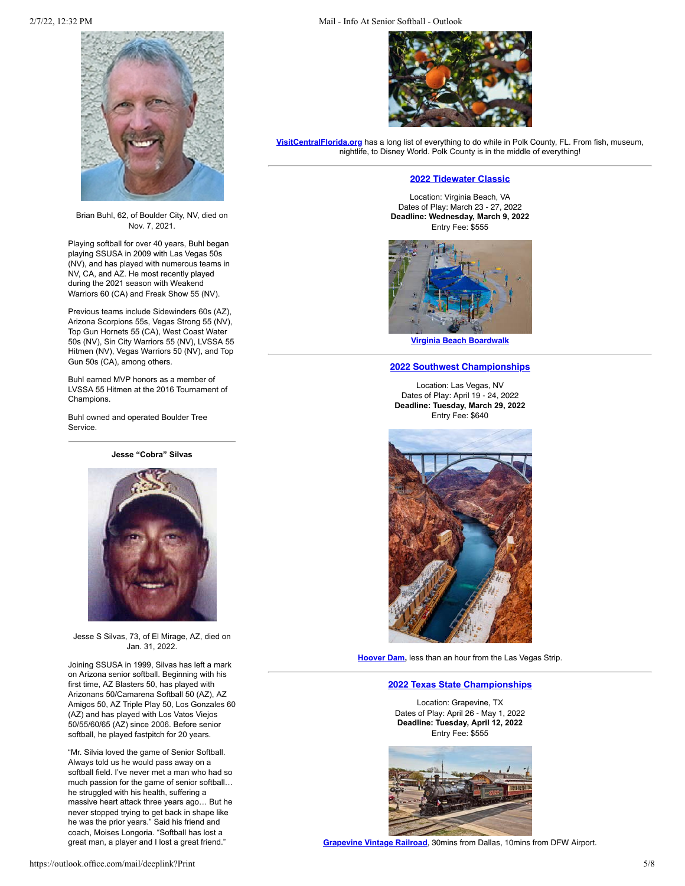Brian Buhl, 62, of Boulder City, NV, died on Nov. 7, 2021.

Playing softball for over 40 years, Buhl began playing SSUSA in 2009 with Las Vegas 50s (NV), and has played with numerous teams in NV, CA, and AZ. He most recently played during the 2021 season with Weakend Warriors 60 (CA) and Freak Show 55 (NV).

Previous teams include Sidewinders 60s (AZ), Arizona Scorpions 55s, Vegas Strong 55 (NV), Top Gun Hornets 55 (CA), West Coast Water 50s (NV), Sin City Warriors 55 (NV), LVSSA 55 Hitmen (NV), Vegas Warriors 50 (NV), and Top Gun 50s (CA), among others.

Buhl earned MVP honors as a member of LVSSA 55 Hitmen at the 2016 Tournament of Champions.

Buhl owned and operated Boulder Tree Service.

---

**Jesse "Cobra" Silvas**

Jesse S Silvas, 73, of El Mirage, AZ, died on Jan. 31, 2022.

Joining SSUSA in 1999, Silvas has left a mark on Arizona senior softball. Beginning with his first time, AZ Blasters 50, has played with Arizonans 50/Camarena Softball 50 (AZ), AZ Amigos 50, AZ Triple Play 50, Los Gonzales 60 (AZ) and has played with Los Vatos Viejos 50/55/60/65 (AZ) since 2006. Before senior softball, he played fastpitch for 20 years.

"Mr. Silvia loved the game of Senior Softball. Always told us he would pass away on a softball field. I've never met a man who had so much passion for the game of senior softball… he struggled with his health, suffering a massive heart attack three years ago… But he never stopped trying to get back in shape like he was the prior years." Said his friend and coach, Moises Longoria. "Softball has lost a great man, a player and I lost a great friend."

---

**VisitCentralFlorida.org** has a long list of everything to do while in Polk County, FL. From fish, museum, nightlife, to Disney World. Polk County is in the middle of everything!

---

## 2022 Tidewater Classic

Location: Virginia Beach, VA
Dates of Play: March 23 - 27, 2022
**Deadline: Wednesday, March 9, 2022**
Entry Fee: $555

Virginia Beach Boardwalk

---

## 2022 Southwest Championships

Location: Las Vegas, NV
Dates of Play: April 19 - 24, 2022
**Deadline: Tuesday, March 29, 2022**
Entry Fee: $640

**Hoover Dam,** less than an hour from the Las Vegas Strip.

---

## 2022 Texas State Championships

Location: Grapevine, TX
Dates of Play: April 26 - May 1, 2022
**Deadline: Tuesday, April 12, 2022**
Entry Fee: $555

**Grapevine Vintage Railroad**, 30mins from Dallas, 10mins from DFW Airport.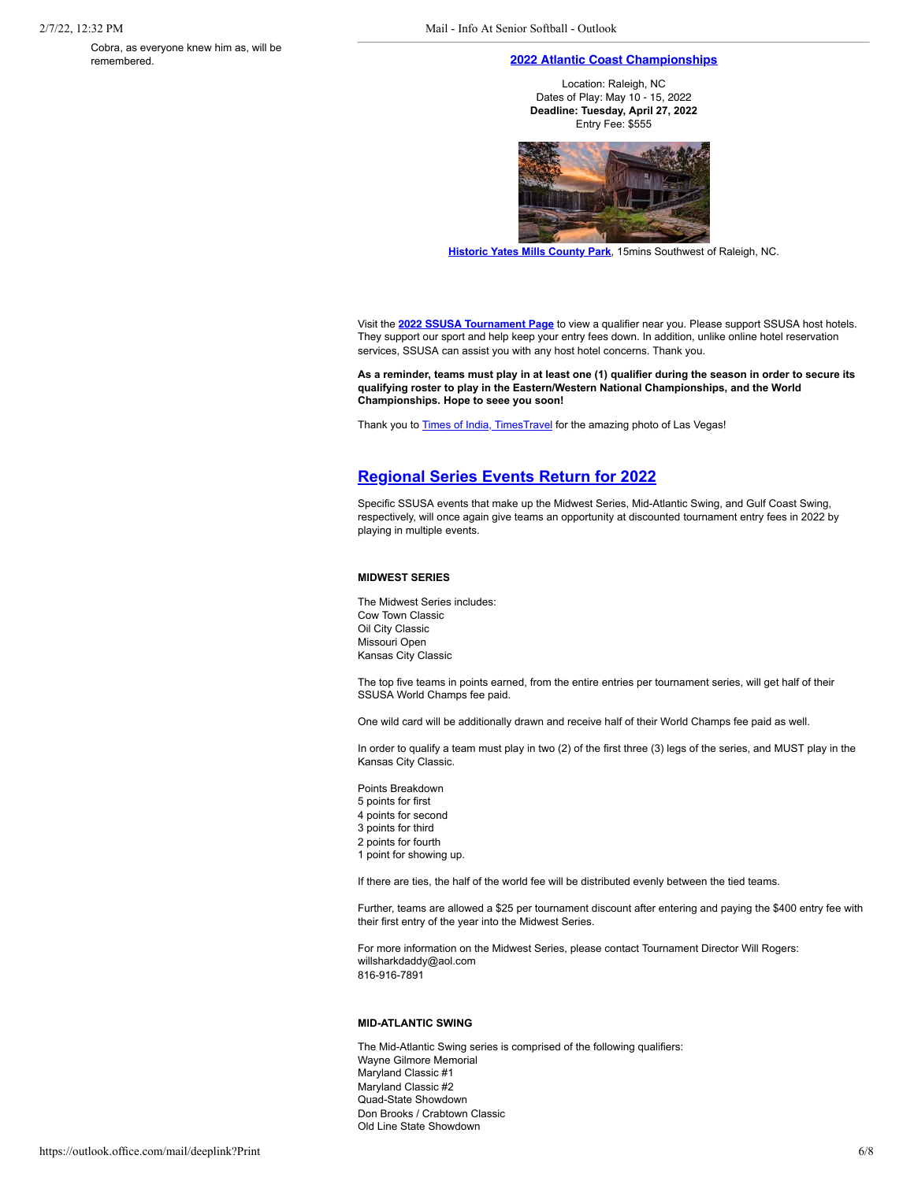Cobra, as everyone knew him as, will be remembered.

## 2022 Atlantic Coast Championships

Location: Raleigh, NC
Dates of Play: May 10 - 15, 2022
**Deadline: Tuesday, April 27, 2022**
Entry Fee: $555

**Historic Yates Mills County Park**, 15mins Southwest of Raleigh, NC.

Visit the **2022 SSUSA Tournament Page** to view a qualifier near you. Please support SSUSA host hotels. They support our sport and help keep your entry fees down. In addition, unlike online hotel reservation services, SSUSA can assist you with any host hotel concerns. Thank you.

**As a reminder, teams must play in at least one (1) qualifier during the season in order to secure its qualifying roster to play in the Eastern/Western National Championships, and the World Championships. Hope to see you soon!**

Thank you to Times of India, TimesTravel for the amazing photo of Las Vegas!

## Regional Series Events Return for 2022

Specific SSUSA events that make up the Midwest Series, Mid-Atlantic Swing, and Gulf Coast Swing, respectively, will once again give teams an opportunity at discounted tournament entry fees in 2022 by playing in multiple events.

### MIDWEST SERIES

The Midwest Series includes:
Cow Town Classic
Oil City Classic
Missouri Open
Kansas City Classic

The top five teams in points earned, from the entire entries per tournament series, will get half of their SSUSA World Champs fee paid.

One wild card will be additionally drawn and receive half of their World Champs fee paid as well.

In order to qualify a team must play in two (2) of the first three (3) legs of the series, and MUST play in the Kansas City Classic.

Points Breakdown
5 points for first
4 points for second
3 points for third
2 points for fourth
1 point for showing up.

If there are ties, the half of the world fee will be distributed evenly between the tied teams.

Further, teams are allowed a $25 per tournament discount after entering and paying the $400 entry fee with their first entry of the year into the Midwest Series.

For more information on the Midwest Series, please contact Tournament Director Will Rogers:
willsharkdaddy@aol.com
816-916-7891

### MID-ATLANTIC SWING

The Mid-Atlantic Swing series is comprised of the following qualifiers:
Wayne Gilmore Memorial
Maryland Classic #1
Maryland Classic #2
Quad-State Showdown
Don Brooks / Crabtown Classic
Old Line State Showdown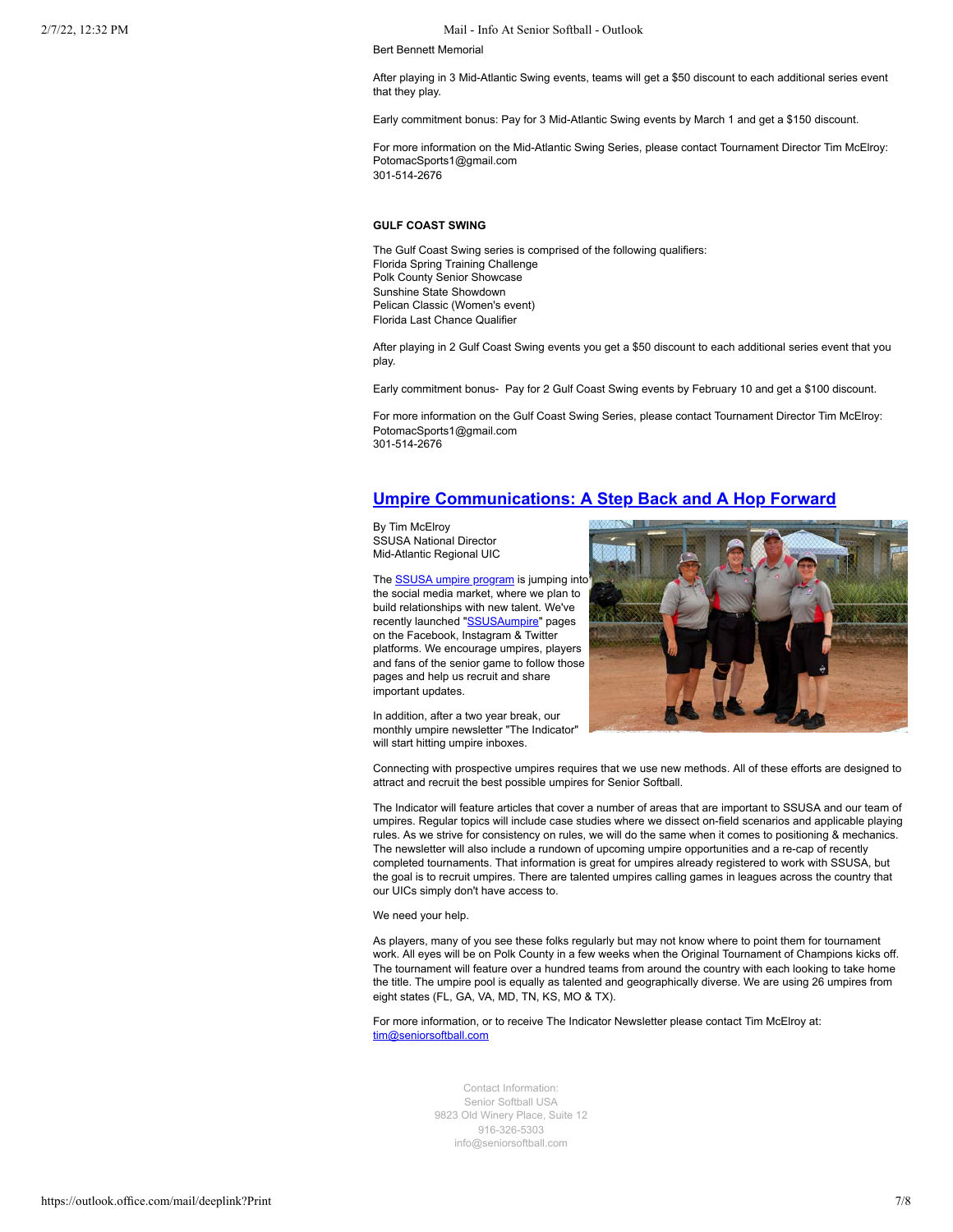Bert Bennett Memorial

After playing in 3 Mid-Atlantic Swing events, teams will get a $50 discount to each additional series event that they play.

Early commitment bonus: Pay for 3 Mid-Atlantic Swing events by March 1 and get a $150 discount.

For more information on the Mid-Atlantic Swing Series, please contact Tournament Director Tim McElroy:
PotomacSports1@gmail.com
301-514-2676

**GULF COAST SWING**

The Gulf Coast Swing series is comprised of the following qualifiers:
Florida Spring Training Challenge
Polk County Senior Showcase
Sunshine State Showdown
Pelican Classic (Women's event)
Florida Last Chance Qualifier

After playing in 2 Gulf Coast Swing events you get a $50 discount to each additional series event that you play.

Early commitment bonus- Pay for 2 Gulf Coast Swing events by February 10 and get a $100 discount.

For more information on the Gulf Coast Swing Series, please contact Tournament Director Tim McElroy:
PotomacSports1@gmail.com
301-514-2676

## Umpire Communications: A Step Back and A Hop Forward

By Tim McElroy
SSUSA National Director
Mid-Atlantic Regional UIC

The SSUSA umpire program is jumping into the social media market, where we plan to build relationships with new talent. We've recently launched "SSUSAumpire" pages on the Facebook, Instagram & Twitter platforms. We encourage umpires, players and fans of the senior game to follow those pages and help us recruit and share important updates.

In addition, after a two year break, our monthly umpire newsletter "The Indicator" will start hitting umpire inboxes.

Connecting with prospective umpires requires that we use new methods. All of these efforts are designed to attract and recruit the best possible umpires for Senior Softball.

The Indicator will feature articles that cover a number of areas that are important to SSUSA and our team of umpires. Regular topics will include case studies where we dissect on-field scenarios and applicable playing rules. As we strive for consistency on rules, we will do the same when it comes to positioning & mechanics. The newsletter will also include a rundown of upcoming umpire opportunities and a re-cap of recently completed tournaments. That information is great for umpires already registered to work with SSUSA, but the goal is to recruit umpires. There are talented umpires calling games in leagues across the country that our UICs simply don't have access to.

We need your help.

As players, many of you see these folks regularly but may not know where to point them for tournament work. All eyes will be on Polk County in a few weeks when the Original Tournament of Champions kicks off. The tournament will feature over a hundred teams from around the country with each looking to take home the title. The umpire pool is equally as talented and geographically diverse. We are using 26 umpires from eight states (FL, GA, VA, MD, TN, KS, MO & TX).

For more information, or to receive The Indicator Newsletter please contact Tim McElroy at:
tim@seniorsoftball.com

Contact Information:
Senior Softball USA
9823 Old Winery Place, Suite 12
916-326-5303
info@seniorsoftball.com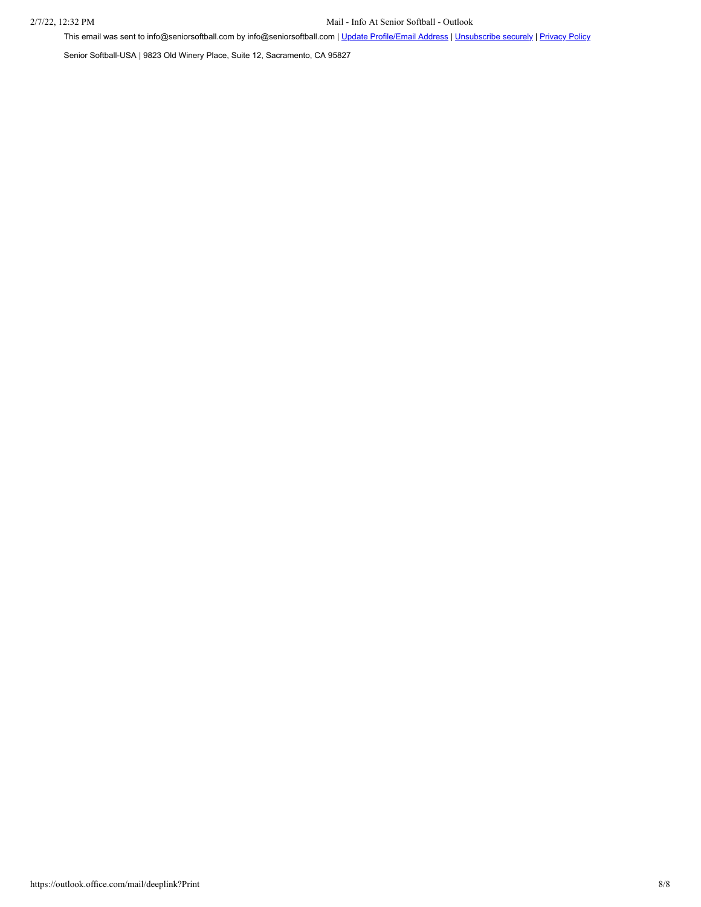This email was sent to info@seniorsoftball.com by info@seniorsoftball.com | Update Profile/Email Address | Unsubscribe securely | Privacy Policy

Senior Softball-USA | 9823 Old Winery Place, Suite 12, Sacramento, CA 95827